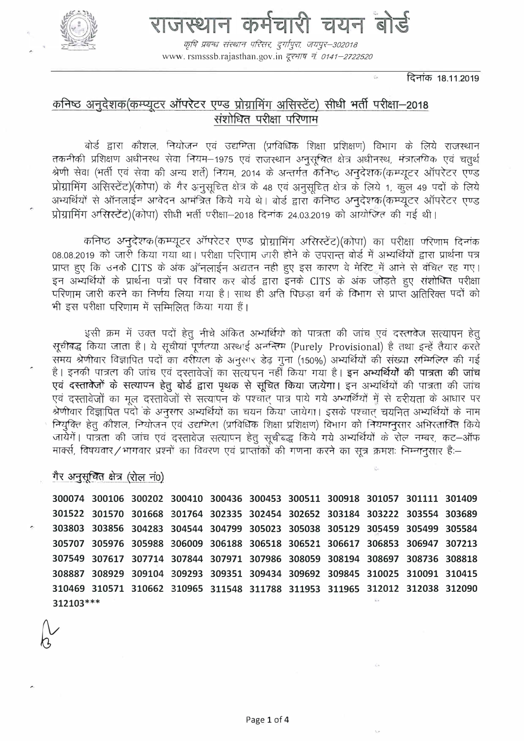# राजस्थान कर्मचारी चयन बोर्ड

*कृषि प्रबन्ध संस्थान परिसर, दुर्गापुरा, जयपुर–302018*
www. rsmsssb.rajasthan.gov.in दूरभाष नं. 0141–2722520

दिनांक 18.11.2019

## कनिष्ठ अनुदेशक(कम्प्यूटर ऑपरेटर एण्ड प्रोग्रामिंग असिस्टेंट) सीधी भर्ती परीक्षा–2018
## संशोधित परीक्षा परिणाम

बोर्ड द्वारा कौशल, नियोजन एवं उद्यमिता (प्राविधिक शिक्षा प्रशिक्षण) विभाग के लिये राजस्थान तकनीकी प्रशिक्षण अधीनस्थ सेवा नियम–1975 एवं राजस्थान अनुसूचित क्षेत्र अधीनस्थ, मंत्रालयिक एवं चतुर्थ श्रेणी सेवा (भर्ती एवं सेवा की अन्य शर्ते) नियम, 2014 के अन्तर्गत कनिष्ठ अनुदेशक(कम्प्यूटर ऑपरेटर एण्ड प्रोग्रामिंग असिस्टेंट)(कोपा) के गैर अनुसूचित क्षेत्र के 48 एवं अनुसूचित क्षेत्र के लिये 1, कुल 49 पदों के लिये अभ्यर्थियों से ऑनलाईन आवेदन आमंत्रित किये गये थे। बोर्ड द्वारा कनिष्ठ अनुदेशक(कम्प्यूटर ऑपरेटर एण्ड प्रोग्रामिंग असिस्टेंट)(कोपा) सीधी भर्ती परीक्षा–2018 दिनांक 24.03.2019 को आयोजित की गई थी।

कनिष्ठ अनुदेशक(कम्प्यूटर ऑपरेटर एण्ड प्रोग्रामिंग असिस्टेंट)(कोपा) का परीक्षा परिणाम दिनांक 08.08.2019 को जारी किया गया था। परीक्षा परिणाम जारी होने के उपरान्त बोर्ड में अभ्यर्थियों द्वारा प्रार्थना पत्र प्राप्त हुए कि उनके CITS के अंक ऑनलाईन अद्यतन नही हुए इस कारण वे मेरिट में आने से वंचित रह गए। इन अभ्यर्थियों के प्रार्थना पत्रों पर विचार कर बोर्ड द्वारा इनके CITS के अंक जोड़ते हुए संशोधित परीक्षा परिणाम जारी करने का निर्णय लिया गया है। साथ ही अति पिछड़ा वर्ग के विभाग से प्राप्त अतिरिक्त पदों को भी इस परीक्षा परिणाम में सम्मिलित किया गया हैं।

इसी क्रम में उक्त पदों हेतु नीचे अंकित अभ्यर्थियों को पात्रता की जांच एवं दस्तावेज सत्यापन हेतु सूचीबद्ध किया जाता है। ये सूचीयां पूर्णतया अस्थाई अनन्तिम (Purely Provisional) है तथा इन्हें तैयार करते समय श्रेणीवार विज्ञापित पदों का वरीयता के अनुसार डेढ़ गुना (150%) अभ्यर्थियों की संख्या सम्मिलित की गई है। इनकी पात्रता की जांच एवं दस्तावेजों का सत्यापन नहीं किया गया है। **इन अभ्यर्थियों की पात्रता की जांच एवं दस्तावेजों के सत्यापन हेतु बोर्ड द्वारा पृथक से सूचित किया जायेगा।** इन अभ्यर्थियों की पात्रता की जांच एवं दस्तावेजों का मूल दस्तावेजों से सत्यापन के पश्चात् पात्र पाये गये अभ्यर्थियों में से वरीयता के आधार पर श्रेणीवार विज्ञापित पदो के अनुसार अभ्यर्थियों का चयन किया जायेगा। इसके पश्चात् चयनित अभ्यर्थियों के नाम नियुक्ति हेतु कौशल, नियोजन एवं उद्यमिता (प्राविधिक शिक्षा प्रशिक्षण) विभाग को नियमानुसार अभिरतावित किये जायेगें। पात्रता की जांच एवं दस्तावेज सत्यापन हेतु सूचीबद्ध किये गये अभ्यर्थियों के रोल नम्बर, कट–ऑफ मार्क्स, विषयवार/भागवार प्रश्नों का विवरण एवं प्राप्तांकों की गणना करने का सूत्र क्रमशः निम्नानुसार है:–

### गैर अनुसूचित क्षेत्र (रोल नं0)

**300074 300106 300202 300410 300436 300453 300511 300918 301057 301111 301409 301522 301570 301668 301764 302335 302454 302652 303184 303222 303554 303689 303803 303856 304283 304544 304799 305023 305038 305129 305459 305499 305584 305707 305976 305988 306009 306188 306518 306521 306617 306853 306947 307213 307549 307617 307714 307844 307971 307986 308059 308194 308697 308736 308818 308887 308929 309104 309293 309351 309434 309692 309845 310025 310091 310415 310469 310571 310662 310965 311548 311788 311953 311965 312012 312038 312090 312103*****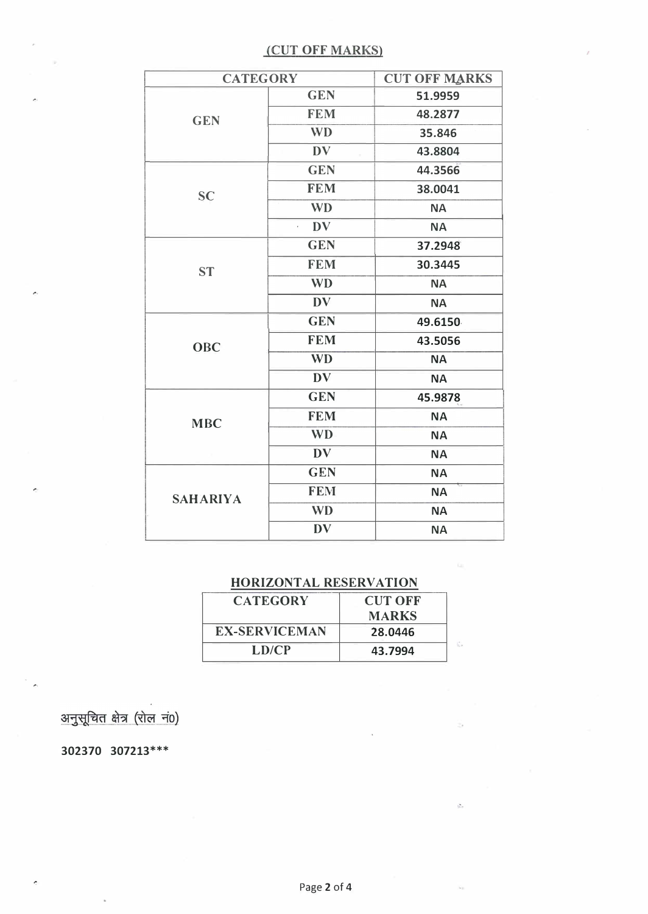## (CUT OFF MARKS)

| CATEGORY | | CUT OFF MARKS |
|---|---|---|
| GEN | GEN | 51.9959 |
| | FEM | 48.2877 |
| | WD | 35.846 |
| | DV | 43.8804 |
| SC | GEN | 44.3566 |
| | FEM | 38.0041 |
| | WD | NA |
| | DV | NA |
| ST | GEN | 37.2948 |
| | FEM | 30.3445 |
| | WD | NA |
| | DV | NA |
| OBC | GEN | 49.6150 |
| | FEM | 43.5056 |
| | WD | NA |
| | DV | NA |
| MBC | GEN | 45.9878 |
| | FEM | NA |
| | WD | NA |
| | DV | NA |
| SAHARIYA | GEN | NA |
| | FEM | NA |
| | WD | NA |
| | DV | NA |

## HORIZONTAL RESERVATION

| CATEGORY | CUT OFF MARKS |
|---|---|
| EX-SERVICEMAN | 28.0446 |
| LD/CP | 43.7994 |

अनुसूचित क्षेत्र (रोल नं0)

**302370 307213*****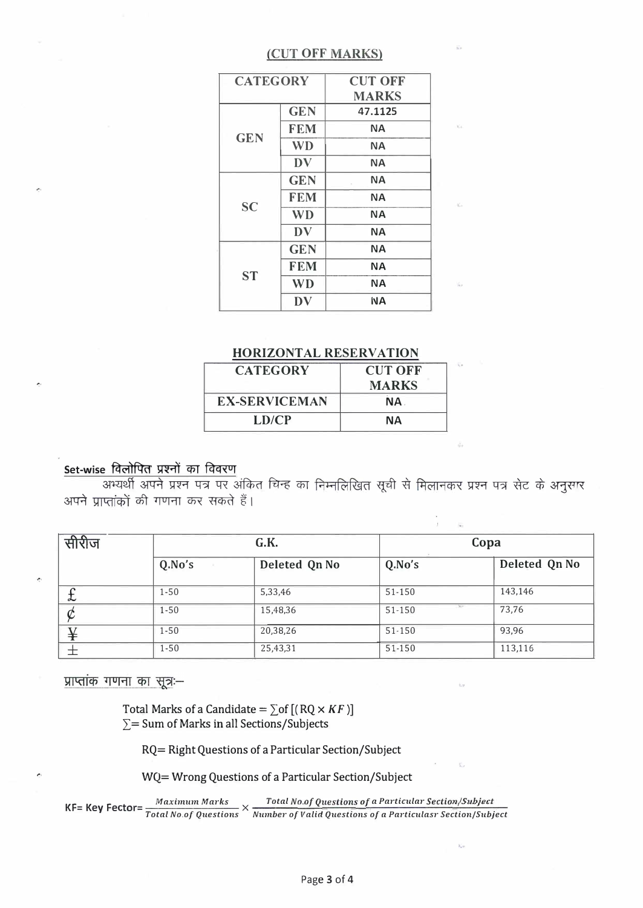## (CUT OFF MARKS)

| CATEGORY | | CUT OFF MARKS |
|---|---|---|
| GEN | GEN | 47.1125 |
| | FEM | NA |
| | WD | NA |
| | DV | NA |
| SC | GEN | NA |
| | FEM | NA |
| | WD | NA |
| | DV | NA |
| ST | GEN | NA |
| | FEM | NA |
| | WD | NA |
| | DV | NA |

## HORIZONTAL RESERVATION

| CATEGORY | CUT OFF MARKS |
|---|---|
| EX-SERVICEMAN | NA |
| LD/CP | NA |

### Set-wise विलोपित प्रश्नों का विवरण

अभ्यर्थी अपने प्रश्न पत्र पर अंकित चिन्ह का निम्नलिखित सूची से मिलानकर प्रश्न पत्र सेट के अनुसार अपने प्राप्तांकों की गणना कर सकते हैं।

| सीरीज | G.K. | | Copa | |
|---|---|---|---|---|
| | Q.No's | Deleted Qn No | Q.No's | Deleted Qn No |
| £ | 1-50 | 5,33,46 | 51-150 | 143,146 |
| ¢ | 1-50 | 15,48,36 | 51-150 | 73,76 |
| ¥ | 1-50 | 20,38,26 | 51-150 | 93,96 |
| ± | 1-50 | 25,43,31 | 51-150 | 113,116 |

प्राप्तांक गणना का सूत्रः–

Total Marks of a Candidate = $\sum$of $[(RQ \times KF)]$
$\sum$= Sum of Marks in all Sections/Subjects

RQ= Right Questions of a Particular Section/Subject

WQ= Wrong Questions of a Particular Section/Subject

$$\text{KF= Key Fector} = \frac{\text{Maximum Marks}}{\text{Total No.of Questions}} \times \frac{\text{Total No.of Questions of a Particular Section/Subject}}{\text{Number of Valid Questions of a Particulasr Section/Subject}}$$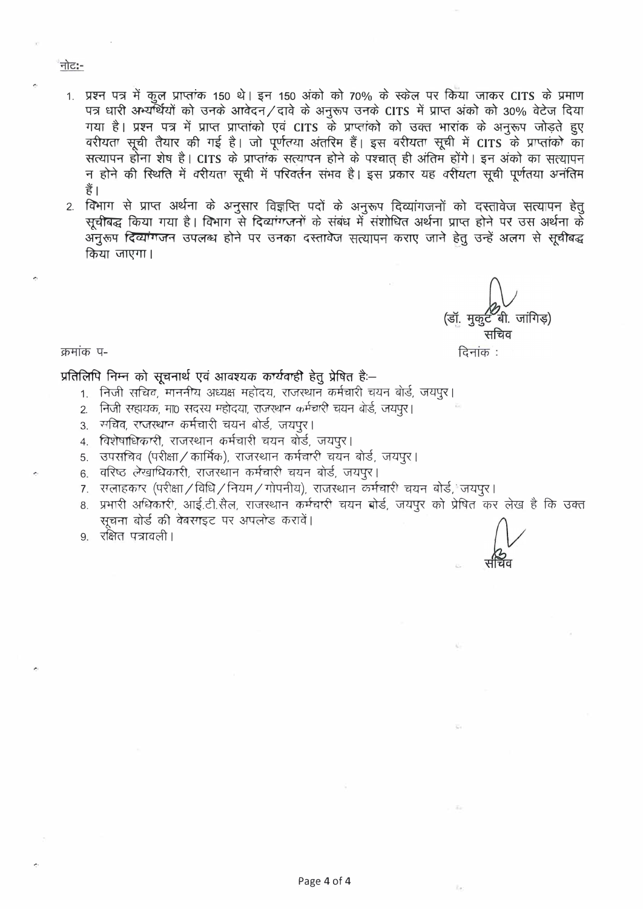नोटः-

1. प्रश्न पत्र में कुल प्राप्तांक 150 थे। इन 150 अंको को 70% के स्केल पर किया जाकर CITS के प्रमाण पत्र धारी अभ्यर्थियों को उनके आवेदन/दावे के अनुरूप उनके CITS में प्राप्त अंको को 30% वेटेज दिया गया है। प्रश्न पत्र में प्राप्त प्राप्तांको एवं CITS के प्राप्तांको को उक्त भारांक के अनुरूप जोड़ते हुए वरीयता सूची तैयार की गई है। जो पूर्णतया अंतरिम हैं। इस वरीयता सूची में CITS के प्राप्तांको का सत्यापन होना शेष है। CITS के प्राप्तांक सत्यापन होने के पश्चात् ही अंतिम होंगे। इन अंको का सत्यापन न होने की स्थिति में वरीयता सूची में परिवर्तन संभव है। इस प्रकार यह वरीयता सूची पूर्णतया अनंतिम हैं।
2. विभाग से प्राप्त अर्थना के अनुसार विज्ञप्ति पदों के अनुरूप दिव्यांगजनों को दस्तावेज सत्यापन हेतु सूचीबद्ध किया गया है। विभाग से दिव्यांगजनों के संबंध में संशोधित अर्थना प्राप्त होने पर उस अर्थना के अनुरूप दिव्यांगजन उपलब्ध होने पर उनका दस्तावेज सत्यापन कराए जाने हेतु उन्हें अलग से सूचीबद्ध किया जाएगा।

(डॉ. मुकुट बी. जांगिड़)
सचिव

क्रमांक प-

दिनांक :

**प्रतिलिपि निम्न को सूचनार्थ एवं आवश्यक कार्यवाही हेतु प्रेषित हैः—**

1. निजी सचिव, माननीय अध्यक्ष महोदय, राजस्थान कर्मचारी चयन बोर्ड, जयपुर।
2. निजी सहायक, मा० सदस्य महोदया, राजस्थान कर्मचारी चयन बोर्ड, जयपुर।
3. सचिव, राजस्थान कर्मचारी चयन बोर्ड, जयपुर।
4. विशेषाधिकारी, राजस्थान कर्मचारी चयन बोर्ड, जयपुर।
5. उपसचिव (परीक्षा/कार्मिक), राजस्थान कर्मचारी चयन बोर्ड, जयपुर।
6. वरिष्ठ लेखाधिकारी, राजस्थान कर्मचारी चयन बोर्ड, जयपुर।
7. सलाहकार (परीक्षा/विधि/नियम/गोपनीय), राजस्थान कर्मचारी चयन बोर्ड, जयपुर।
8. प्रभारी अधिकारी, आई.टी.सैल, राजस्थान कर्मचारी चयन बोर्ड, जयपुर को प्रेषित कर लेख है कि उक्त सूचना बोर्ड की वेबसाइट पर अपलोड करावें।
9. रक्षित पत्रावली।

सचिव